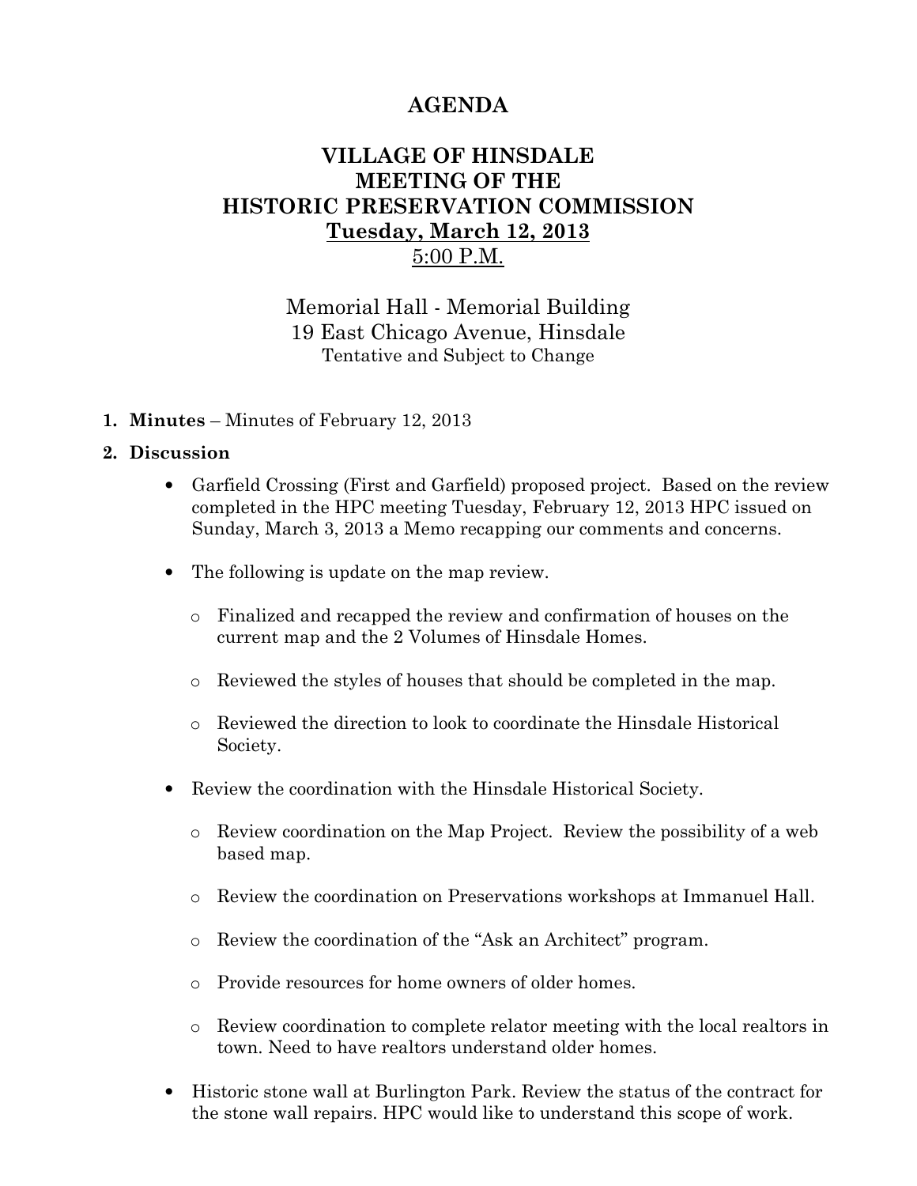# AGENDA

## VILLAGE OF HINSDALE
## MEETING OF THE
## HISTORIC PRESERVATION COMMISSION
## Tuesday, March 12, 2013
## 5:00 P.M.

Memorial Hall - Memorial Building
19 East Chicago Avenue, Hinsdale
Tentative and Subject to Change

1. **Minutes** – Minutes of February 12, 2013

2. **Discussion**

   - Garfield Crossing (First and Garfield) proposed project. Based on the review completed in the HPC meeting Tuesday, February 12, 2013 HPC issued on Sunday, March 3, 2013 a Memo recapping our comments and concerns.

   - The following is update on the map review.

     - Finalized and recapped the review and confirmation of houses on the current map and the 2 Volumes of Hinsdale Homes.

     - Reviewed the styles of houses that should be completed in the map.

     - Reviewed the direction to look to coordinate the Hinsdale Historical Society.

   - Review the coordination with the Hinsdale Historical Society.

     - Review coordination on the Map Project. Review the possibility of a web based map.

     - Review the coordination on Preservations workshops at Immanuel Hall.

     - Review the coordination of the "Ask an Architect" program.

     - Provide resources for home owners of older homes.

     - Review coordination to complete relator meeting with the local realtors in town. Need to have realtors understand older homes.

   - Historic stone wall at Burlington Park. Review the status of the contract for the stone wall repairs. HPC would like to understand this scope of work.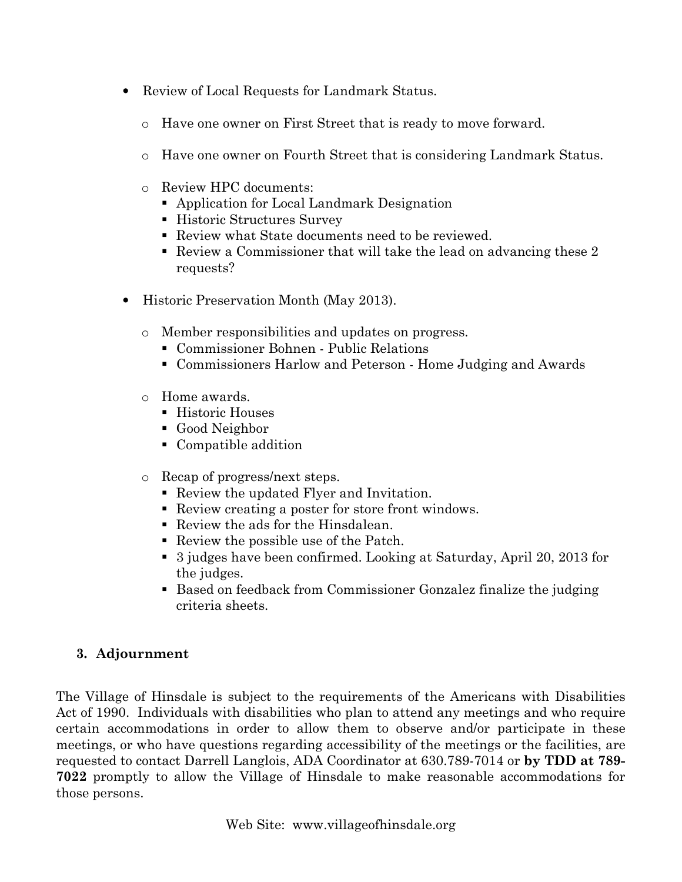- Review of Local Requests for Landmark Status.

    - Have one owner on First Street that is ready to move forward.

    - Have one owner on Fourth Street that is considering Landmark Status.

    - Review HPC documents:
        - Application for Local Landmark Designation
        - Historic Structures Survey
        - Review what State documents need to be reviewed.
        - Review a Commissioner that will take the lead on advancing these 2 requests?

- Historic Preservation Month (May 2013).

    - Member responsibilities and updates on progress.
        - Commissioner Bohnen - Public Relations
        - Commissioners Harlow and Peterson - Home Judging and Awards

    - Home awards.
        - Historic Houses
        - Good Neighbor
        - Compatible addition

    - Recap of progress/next steps.
        - Review the updated Flyer and Invitation.
        - Review creating a poster for store front windows.
        - Review the ads for the Hinsdalean.
        - Review the possible use of the Patch.
        - 3 judges have been confirmed. Looking at Saturday, April 20, 2013 for the judges.
        - Based on feedback from Commissioner Gonzalez finalize the judging criteria sheets.

**3. Adjournment**

The Village of Hinsdale is subject to the requirements of the Americans with Disabilities Act of 1990. Individuals with disabilities who plan to attend any meetings and who require certain accommodations in order to allow them to observe and/or participate in these meetings, or who have questions regarding accessibility of the meetings or the facilities, are requested to contact Darrell Langlois, ADA Coordinator at 630.789-7014 or **by TDD at 789-7022** promptly to allow the Village of Hinsdale to make reasonable accommodations for those persons.

Web Site: www.villageofhinsdale.org